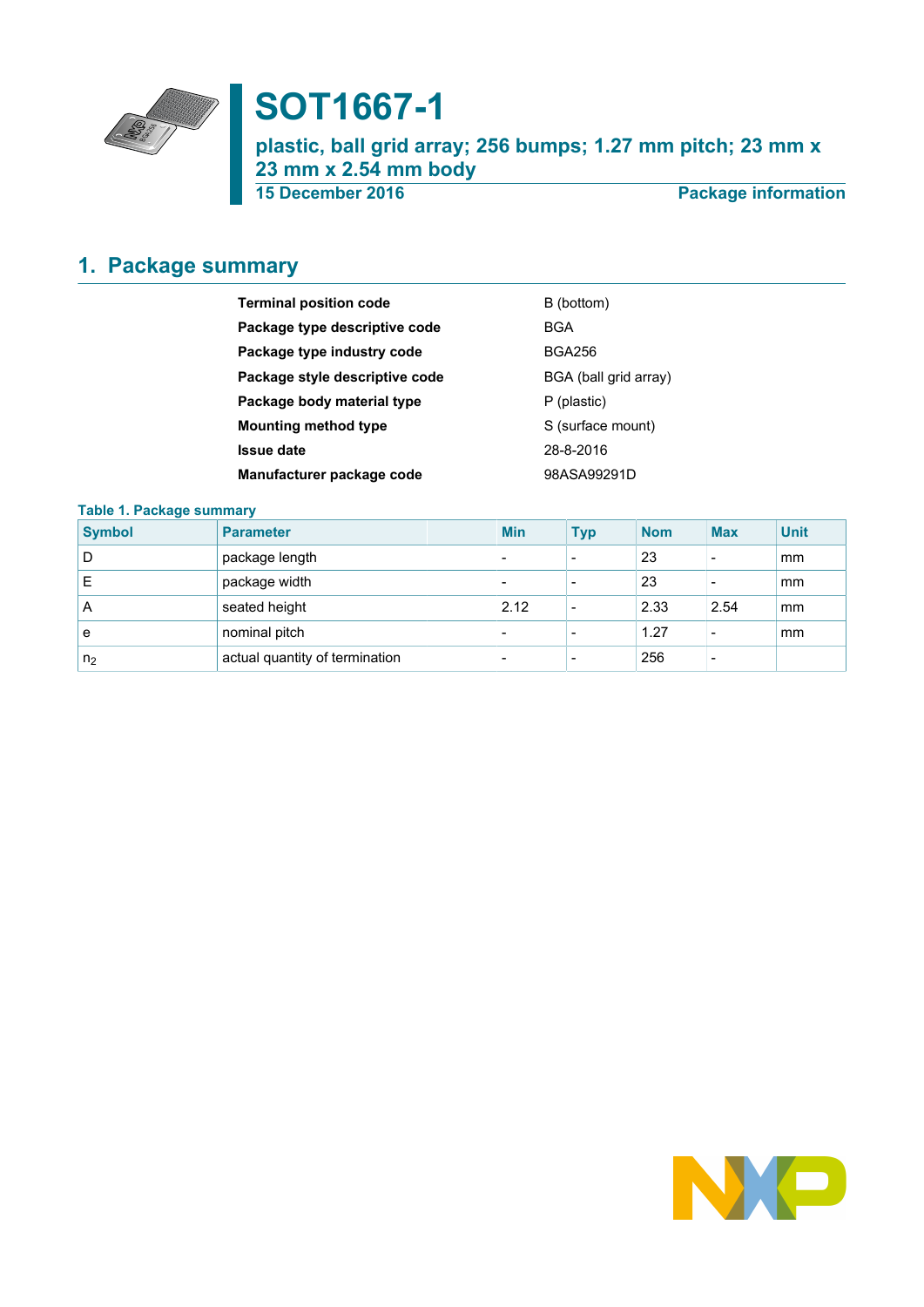# SOT1667-1

**plastic, ball grid array; 256 bumps; 1.27 mm pitch; 23 mm x 23 mm x 2.54 mm body**

**15 December 2016** **Package information**

## 1. Package summary

| | |
|---|---|
| **Terminal position code** | B (bottom) |
| **Package type descriptive code** | BGA |
| **Package type industry code** | BGA256 |
| **Package style descriptive code** | BGA (ball grid array) |
| **Package body material type** | P (plastic) |
| **Mounting method type** | S (surface mount) |
| **Issue date** | 28-8-2016 |
| **Manufacturer package code** | 98ASA99291D |

**Table 1. Package summary**

| Symbol | Parameter | Min | Typ | Nom | Max | Unit |
|---|---|---|---|---|---|---|
| D | package length | - | - | 23 | - | mm |
| E | package width | - | - | 23 | - | mm |
| A | seated height | 2.12 | - | 2.33 | 2.54 | mm |
| e | nominal pitch | - | - | 1.27 | - | mm |
| $n_2$ | actual quantity of termination | - | - | 256 | - | |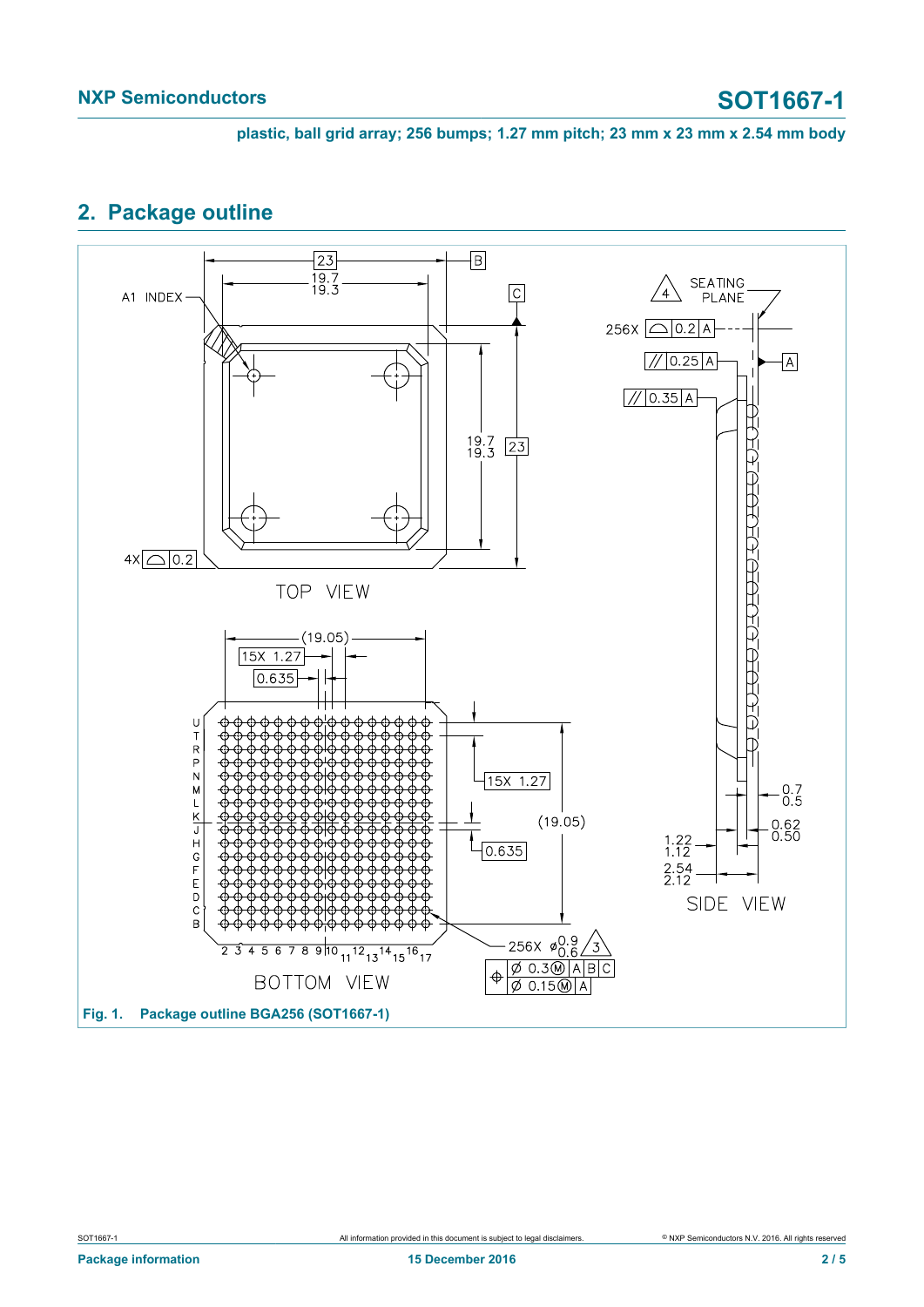plastic, ball grid array; 256 bumps; 1.27 mm pitch; 23 mm x 23 mm x 2.54 mm body

## 2. Package outline

**Fig. 1. Package outline BGA256 (SOT1667-1)**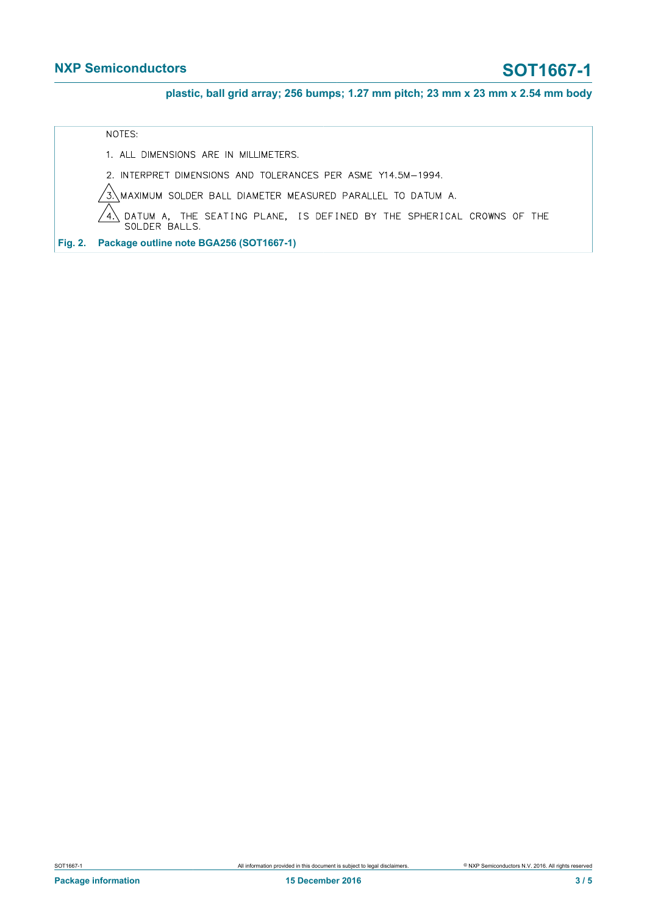NOTES:

1. ALL DIMENSIONS ARE IN MILLIMETERS.
2. INTERPRET DIMENSIONS AND TOLERANCES PER ASME Y14.5M–1994.
3. MAXIMUM SOLDER BALL DIAMETER MEASURED PARALLEL TO DATUM A.
4. DATUM A, THE SEATING PLANE, IS DEFINED BY THE SPHERICAL CROWNS OF THE SOLDER BALLS.

**Fig. 2. Package outline note BGA256 (SOT1667-1)**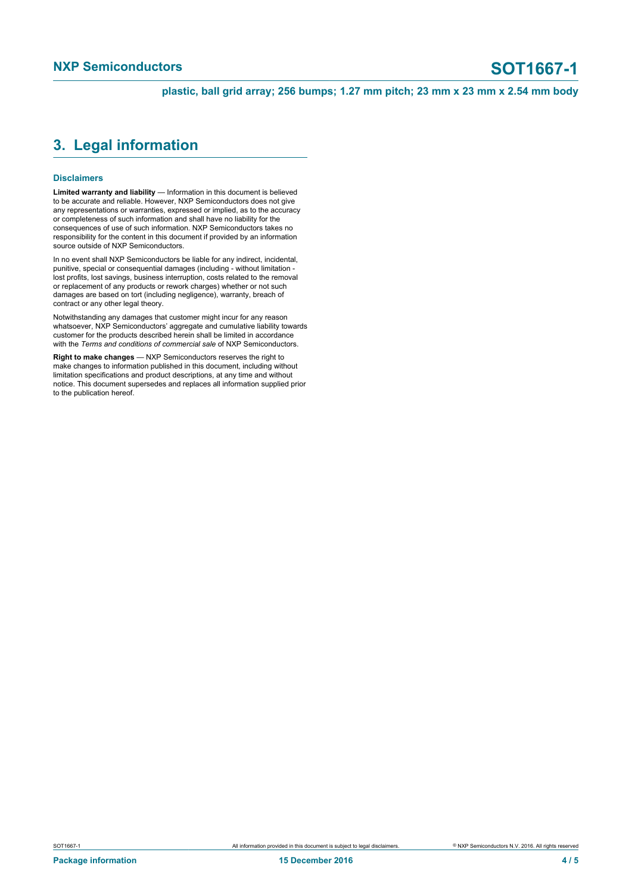## 3. Legal information

### Disclaimers

**Limited warranty and liability** — Information in this document is believed to be accurate and reliable. However, NXP Semiconductors does not give any representations or warranties, expressed or implied, as to the accuracy or completeness of such information and shall have no liability for the consequences of use of such information. NXP Semiconductors takes no responsibility for the content in this document if provided by an information source outside of NXP Semiconductors.

In no event shall NXP Semiconductors be liable for any indirect, incidental, punitive, special or consequential damages (including - without limitation - lost profits, lost savings, business interruption, costs related to the removal or replacement of any products or rework charges) whether or not such damages are based on tort (including negligence), warranty, breach of contract or any other legal theory.

Notwithstanding any damages that customer might incur for any reason whatsoever, NXP Semiconductors' aggregate and cumulative liability towards customer for the products described herein shall be limited in accordance with the *Terms and conditions of commercial sale* of NXP Semiconductors.

**Right to make changes** — NXP Semiconductors reserves the right to make changes to information published in this document, including without limitation specifications and product descriptions, at any time and without notice. This document supersedes and replaces all information supplied prior to the publication hereof.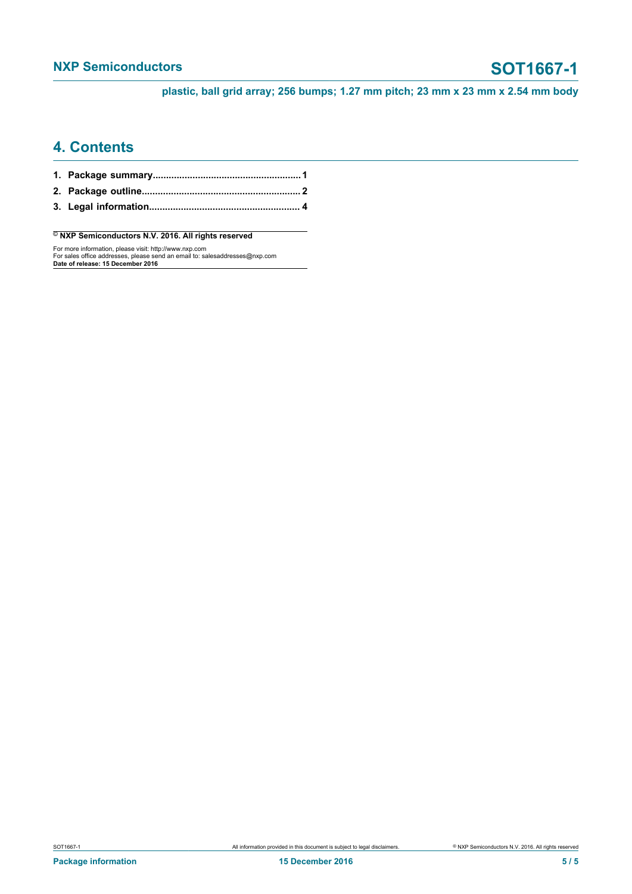## 4. Contents

1. **Package summary** ....................................................... 1
2. **Package outline** ........................................................... 2
3. **Legal information** ........................................................ 4

**© NXP Semiconductors N.V. 2016. All rights reserved**

For more information, please visit: http://www.nxp.com
For sales office addresses, please send an email to: salesaddresses@nxp.com
**Date of release: 15 December 2016**